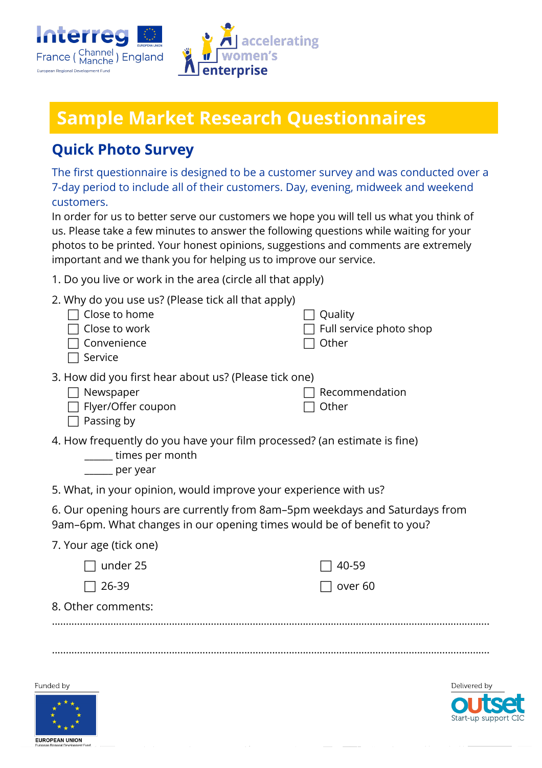# Sample Market Research Questionnaires

## Quick Photo Survey

The first questionnaire is designed to be a customer survey and was conducted over a 7-day period to include all of their customers. Day, evening, midweek and weekend customers.

In order for us to better serve our customers we hope you will tell us what you think of us. Please take a few minutes to answer the following questions while waiting for your photos to be printed. Your honest opinions, suggestions and comments are extremely important and we thank you for helping us to improve our service.

1. Do you live or work in the area (circle all that apply)

2. Why do you use us? (Please tick all that apply)
   - ☐ Close to home
   - ☐ Close to work
   - ☐ Convenience
   - ☐ Service
   - ☐ Quality
   - ☐ Full service photo shop
   - ☐ Other

3. How did you first hear about us? (Please tick one)
   - ☐ Newspaper
   - ☐ Flyer/Offer coupon
   - ☐ Passing by
   - ☐ Recommendation
   - ☐ Other

4. How frequently do you have your film processed? (an estimate is fine)
   - _____ times per month
   - _____ per year

5. What, in your opinion, would improve your experience with us?

6. Our opening hours are currently from 8am–5pm weekdays and Saturdays from 9am–6pm. What changes in our opening times would be of benefit to you?

7. Your age (tick one)
   - ☐ under 25
   - ☐ 26-39
   - ☐ 40-59
   - ☐ over 60

8. Other comments:

..........................................................................................................................................

..........................................................................................................................................

Funded by

Delivered by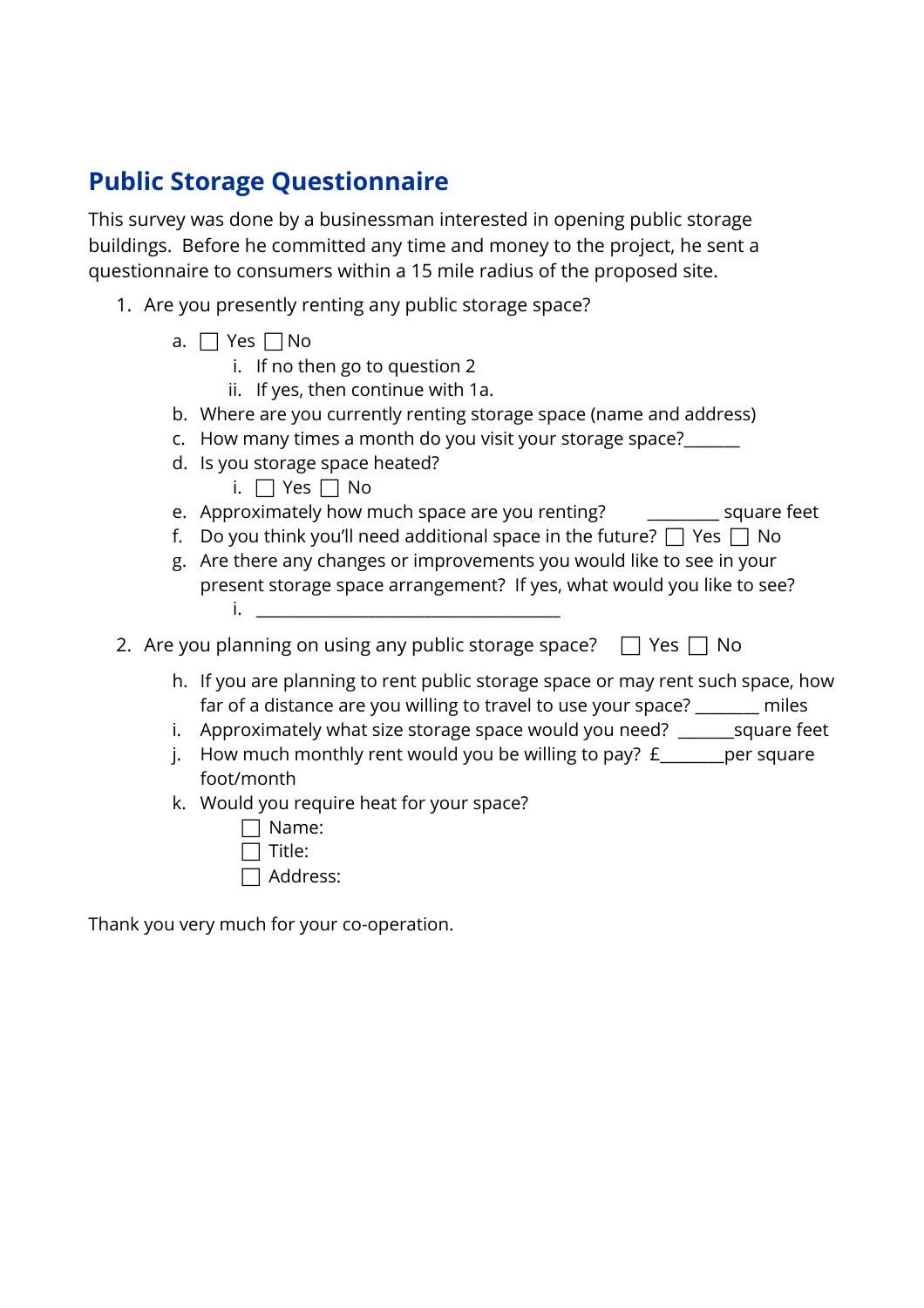## Public Storage Questionnaire

This survey was done by a businessman interested in opening public storage buildings. Before he committed any time and money to the project, he sent a questionnaire to consumers within a 15 mile radius of the proposed site.

1. Are you presently renting any public storage space?
    a. ☐ Yes ☐ No
        i. If no then go to question 2
        ii. If yes, then continue with 1a.
    b. Where are you currently renting storage space (name and address)
    c. How many times a month do you visit your storage space?_______
    d. Is you storage space heated?
        i. ☐ Yes ☐ No
    e. Approximately how much space are you renting? _________ square feet
    f. Do you think you'll need additional space in the future? ☐ Yes ☐ No
    g. Are there any changes or improvements you would like to see in your present storage space arrangement? If yes, what would you like to see?
        i. ___________________________________
2. Are you planning on using any public storage space? ☐ Yes ☐ No
    h. If you are planning to rent public storage space or may rent such space, how far of a distance are you willing to travel to use your space? ________ miles
    i. Approximately what size storage space would you need? _______square feet
    j. How much monthly rent would you be willing to pay? £________per square foot/month
    k. Would you require heat for your space?
        ☐ Name:
        ☐ Title:
        ☐ Address:

Thank you very much for your co-operation.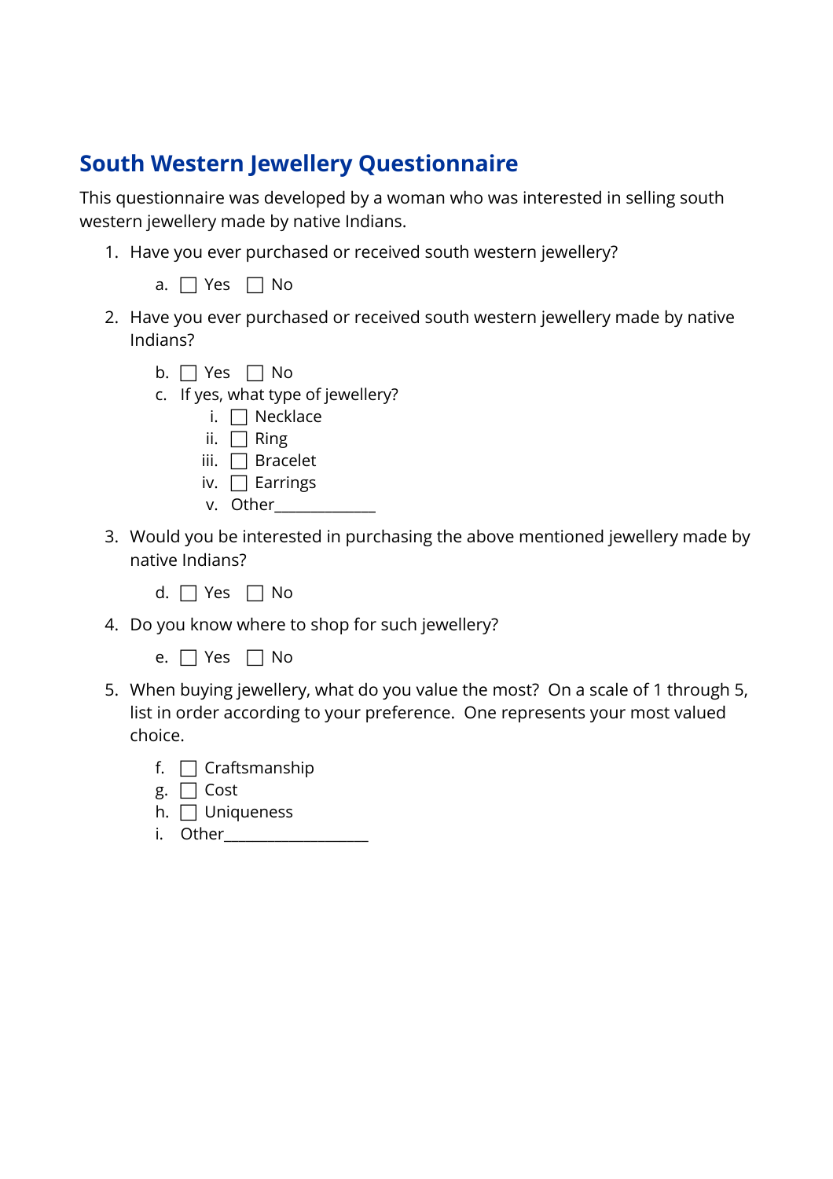## South Western Jewellery Questionnaire

This questionnaire was developed by a woman who was interested in selling south western jewellery made by native Indians.

1. Have you ever purchased or received south western jewellery?

   a. ☐ Yes ☐ No

2. Have you ever purchased or received south western jewellery made by native Indians?

   b. ☐ Yes ☐ No
   c. If yes, what type of jewellery?
      i. ☐ Necklace
      ii. ☐ Ring
      iii. ☐ Bracelet
      iv. ☐ Earrings
      v. Other_____________

3. Would you be interested in purchasing the above mentioned jewellery made by native Indians?

   d. ☐ Yes ☐ No

4. Do you know where to shop for such jewellery?

   e. ☐ Yes ☐ No

5. When buying jewellery, what do you value the most? On a scale of 1 through 5, list in order according to your preference. One represents your most valued choice.

   f. ☐ Craftsmanship
   g. ☐ Cost
   h. ☐ Uniqueness
   i. Other__________________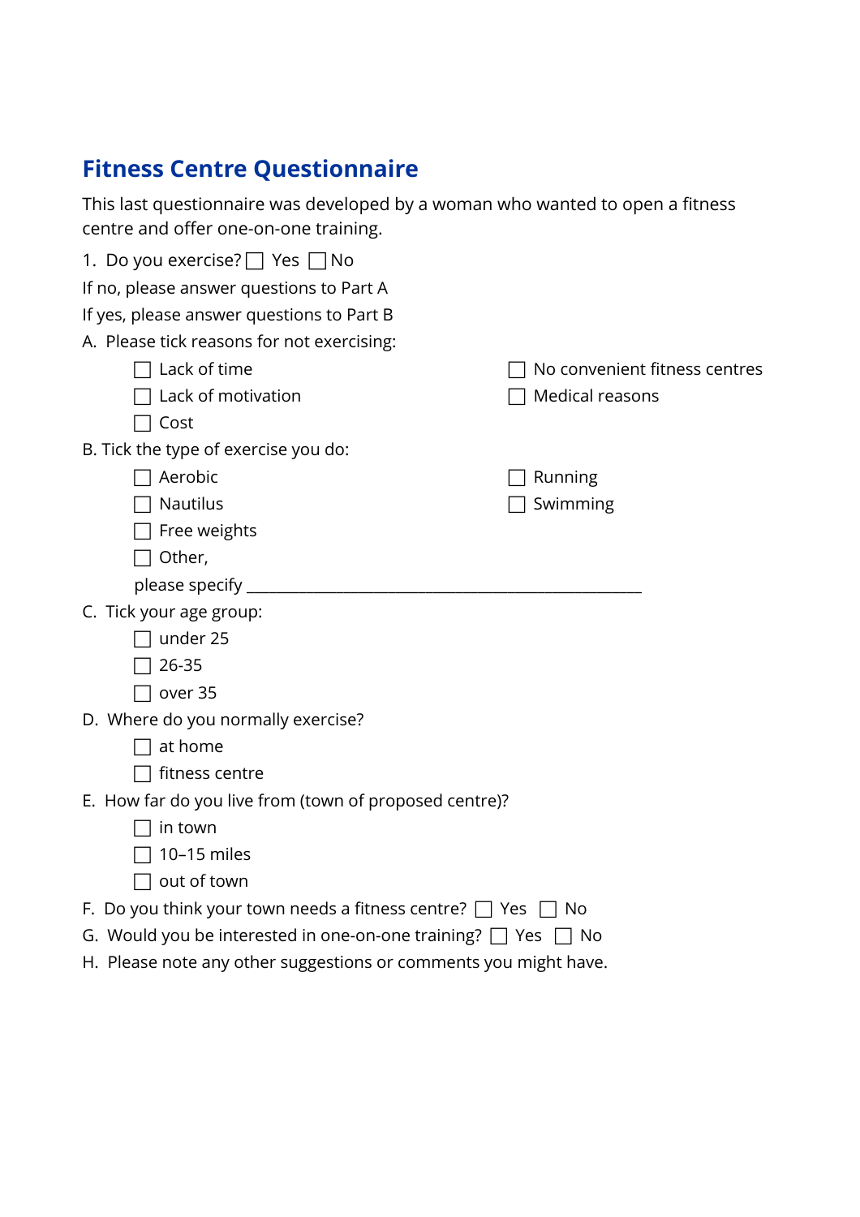## Fitness Centre Questionnaire

This last questionnaire was developed by a woman who wanted to open a fitness centre and offer one-on-one training.

1. Do you exercise? ☐ Yes ☐ No

If no, please answer questions to Part A

If yes, please answer questions to Part B

A. Please tick reasons for not exercising:

- ☐ Lack of time
- ☐ Lack of motivation
- ☐ Cost
- ☐ No convenient fitness centres
- ☐ Medical reasons

B. Tick the type of exercise you do:

- ☐ Aerobic
- ☐ Nautilus
- ☐ Free weights
- ☐ Other,
- ☐ Running
- ☐ Swimming

please specify ___________________________________________

C. Tick your age group:

- ☐ under 25
- ☐ 26-35
- ☐ over 35

D. Where do you normally exercise?

- ☐ at home
- ☐ fitness centre

E. How far do you live from (town of proposed centre)?

- ☐ in town
- ☐ 10–15 miles
- ☐ out of town

F. Do you think your town needs a fitness centre? ☐ Yes ☐ No

G. Would you be interested in one-on-one training? ☐ Yes ☐ No

H. Please note any other suggestions or comments you might have.